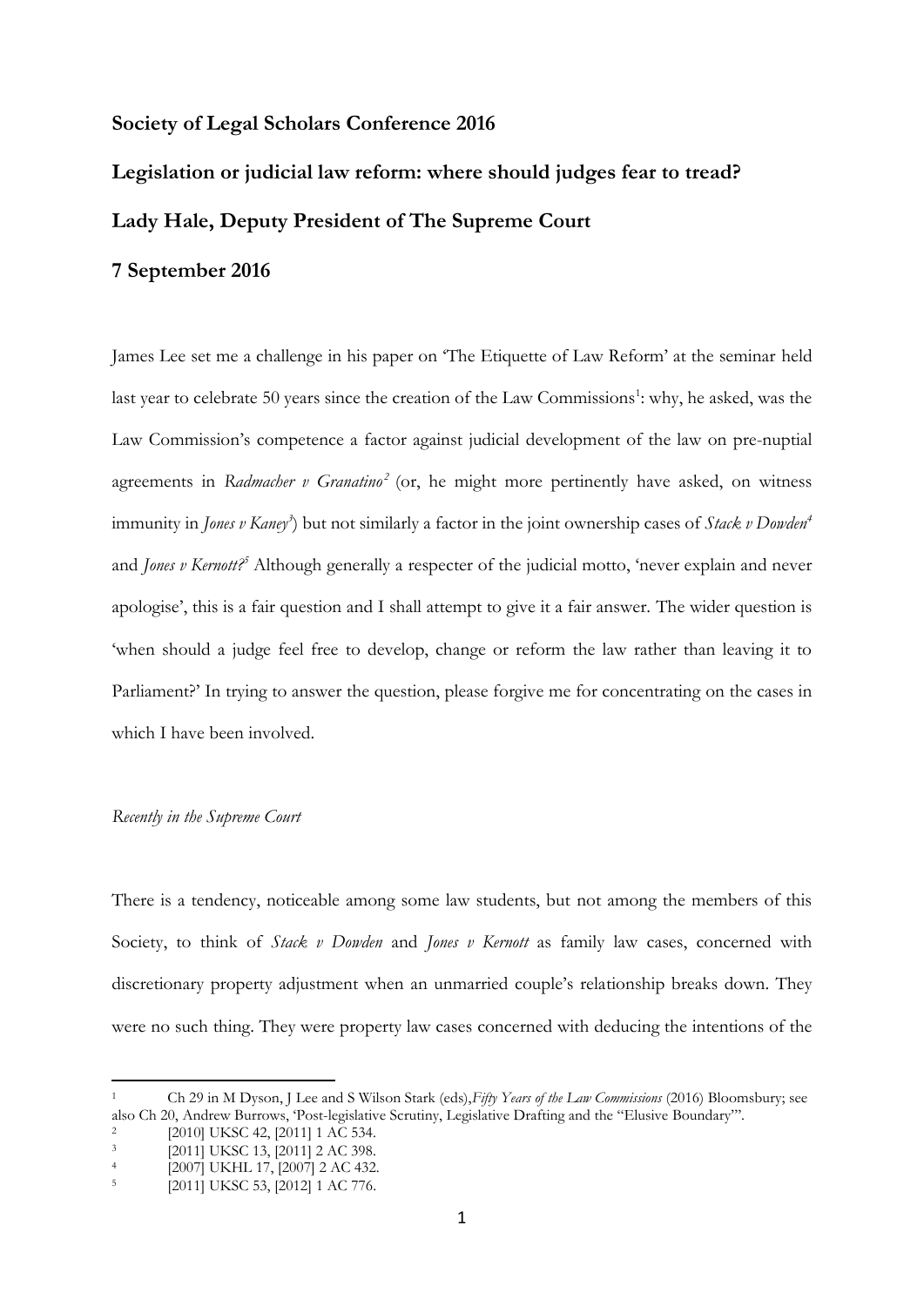**Society of Legal Scholars Conference 2016**

**Legislation or judicial law reform: where should judges fear to tread?**

**Lady Hale, Deputy President of The Supreme Court**

**7 September 2016**

James Lee set me a challenge in his paper on 'The Etiquette of Law Reform' at the seminar held last year to celebrate 50 years since the creation of the Law Commissions[1]: why, he asked, was the Law Commission's competence a factor against judicial development of the law on pre-nuptial agreements in *Radmacher v Granatino*[2] (or, he might more pertinently have asked, on witness immunity in *Jones v Kaney*[3]) but not similarly a factor in the joint ownership cases of *Stack v Dowden*[4] and *Jones v Kernott?*[5] Although generally a respecter of the judicial motto, 'never explain and never apologise', this is a fair question and I shall attempt to give it a fair answer. The wider question is 'when should a judge feel free to develop, change or reform the law rather than leaving it to Parliament?' In trying to answer the question, please forgive me for concentrating on the cases in which I have been involved.

*Recently in the Supreme Court*

There is a tendency, noticeable among some law students, but not among the members of this Society, to think of *Stack v Dowden* and *Jones v Kernott* as family law cases, concerned with discretionary property adjustment when an unmarried couple's relationship breaks down. They were no such thing. They were property law cases concerned with deducing the intentions of the

---

[1] Ch 29 in M Dyson, J Lee and S Wilson Stark (eds),*Fifty Years of the Law Commissions* (2016) Bloomsbury; see also Ch 20, Andrew Burrows, 'Post-legislative Scrutiny, Legislative Drafting and the "Elusive Boundary"'.

[2] [2010] UKSC 42, [2011] 1 AC 534.

[3] [2011] UKSC 13, [2011] 2 AC 398.

[4] [2007] UKHL 17, [2007] 2 AC 432.

[5] [2011] UKSC 53, [2012] 1 AC 776.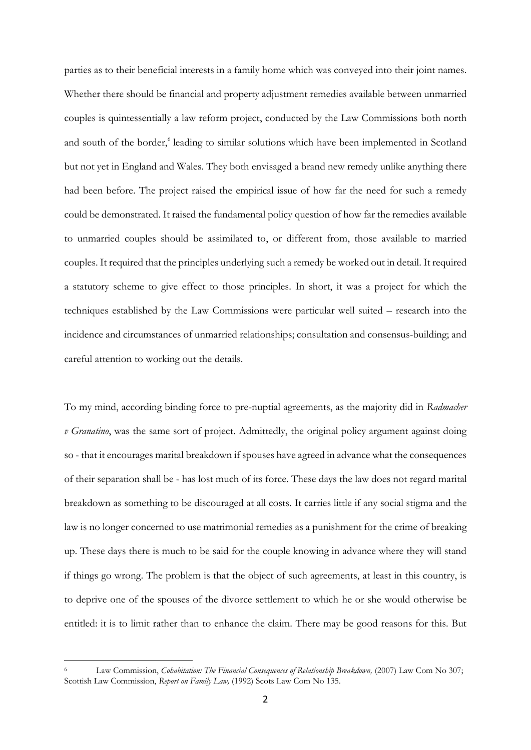parties as to their beneficial interests in a family home which was conveyed into their joint names. Whether there should be financial and property adjustment remedies available between unmarried couples is quintessentially a law reform project, conducted by the Law Commissions both north and south of the border,[6] leading to similar solutions which have been implemented in Scotland but not yet in England and Wales. They both envisaged a brand new remedy unlike anything there had been before. The project raised the empirical issue of how far the need for such a remedy could be demonstrated. It raised the fundamental policy question of how far the remedies available to unmarried couples should be assimilated to, or different from, those available to married couples. It required that the principles underlying such a remedy be worked out in detail. It required a statutory scheme to give effect to those principles. In short, it was a project for which the techniques established by the Law Commissions were particular well suited – research into the incidence and circumstances of unmarried relationships; consultation and consensus-building; and careful attention to working out the details.

To my mind, according binding force to pre-nuptial agreements, as the majority did in *Radmacher v Granatino*, was the same sort of project. Admittedly, the original policy argument against doing so - that it encourages marital breakdown if spouses have agreed in advance what the consequences of their separation shall be - has lost much of its force. These days the law does not regard marital breakdown as something to be discouraged at all costs. It carries little if any social stigma and the law is no longer concerned to use matrimonial remedies as a punishment for the crime of breaking up. These days there is much to be said for the couple knowing in advance where they will stand if things go wrong. The problem is that the object of such agreements, at least in this country, is to deprive one of the spouses of the divorce settlement to which he or she would otherwise be entitled: it is to limit rather than to enhance the claim. There may be good reasons for this. But

[6] Law Commission, *Cohabitation: The Financial Consequences of Relationship Breakdown,* (2007) Law Com No 307; Scottish Law Commission, *Report on Family Law,* (1992) Scots Law Com No 135.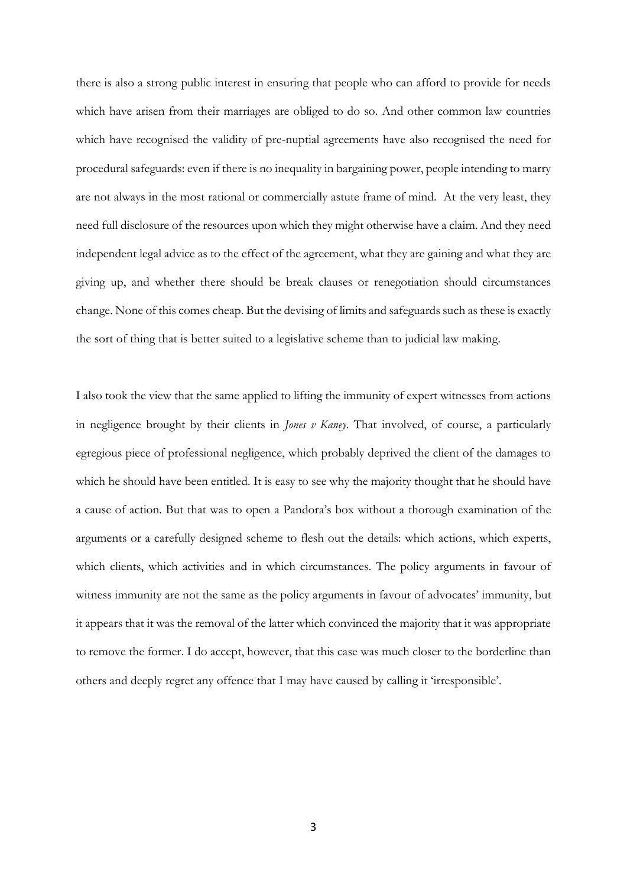there is also a strong public interest in ensuring that people who can afford to provide for needs which have arisen from their marriages are obliged to do so. And other common law countries which have recognised the validity of pre-nuptial agreements have also recognised the need for procedural safeguards: even if there is no inequality in bargaining power, people intending to marry are not always in the most rational or commercially astute frame of mind. At the very least, they need full disclosure of the resources upon which they might otherwise have a claim. And they need independent legal advice as to the effect of the agreement, what they are gaining and what they are giving up, and whether there should be break clauses or renegotiation should circumstances change. None of this comes cheap. But the devising of limits and safeguards such as these is exactly the sort of thing that is better suited to a legislative scheme than to judicial law making.

I also took the view that the same applied to lifting the immunity of expert witnesses from actions in negligence brought by their clients in *Jones v Kaney*. That involved, of course, a particularly egregious piece of professional negligence, which probably deprived the client of the damages to which he should have been entitled. It is easy to see why the majority thought that he should have a cause of action. But that was to open a Pandora's box without a thorough examination of the arguments or a carefully designed scheme to flesh out the details: which actions, which experts, which clients, which activities and in which circumstances. The policy arguments in favour of witness immunity are not the same as the policy arguments in favour of advocates' immunity, but it appears that it was the removal of the latter which convinced the majority that it was appropriate to remove the former. I do accept, however, that this case was much closer to the borderline than others and deeply regret any offence that I may have caused by calling it 'irresponsible'.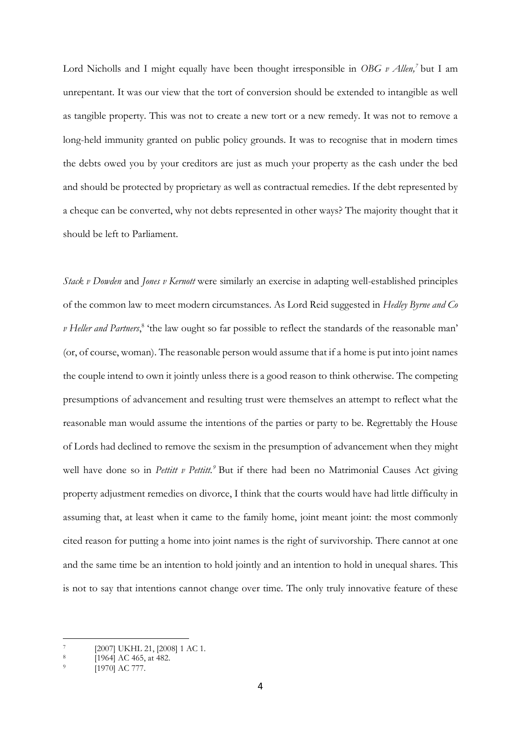Lord Nicholls and I might equally have been thought irresponsible in *OBG v Allen,*[7] but I am unrepentant. It was our view that the tort of conversion should be extended to intangible as well as tangible property. This was not to create a new tort or a new remedy. It was not to remove a long-held immunity granted on public policy grounds. It was to recognise that in modern times the debts owed you by your creditors are just as much your property as the cash under the bed and should be protected by proprietary as well as contractual remedies. If the debt represented by a cheque can be converted, why not debts represented in other ways? The majority thought that it should be left to Parliament.

*Stack v Dowden* and *Jones v Kernott* were similarly an exercise in adapting well-established principles of the common law to meet modern circumstances. As Lord Reid suggested in *Hedley Byrne and Co v Heller and Partners*,[8] 'the law ought so far possible to reflect the standards of the reasonable man' (or, of course, woman). The reasonable person would assume that if a home is put into joint names the couple intend to own it jointly unless there is a good reason to think otherwise. The competing presumptions of advancement and resulting trust were themselves an attempt to reflect what the reasonable man would assume the intentions of the parties or party to be. Regrettably the House of Lords had declined to remove the sexism in the presumption of advancement when they might well have done so in *Pettitt v Pettitt.*[9] But if there had been no Matrimonial Causes Act giving property adjustment remedies on divorce, I think that the courts would have had little difficulty in assuming that, at least when it came to the family home, joint meant joint: the most commonly cited reason for putting a home into joint names is the right of survivorship. There cannot at one and the same time be an intention to hold jointly and an intention to hold in unequal shares. This is not to say that intentions cannot change over time. The only truly innovative feature of these

---

[7] [2007] UKHL 21, [2008] 1 AC 1.

[8] [1964] AC 465, at 482.

[9] [1970] AC 777.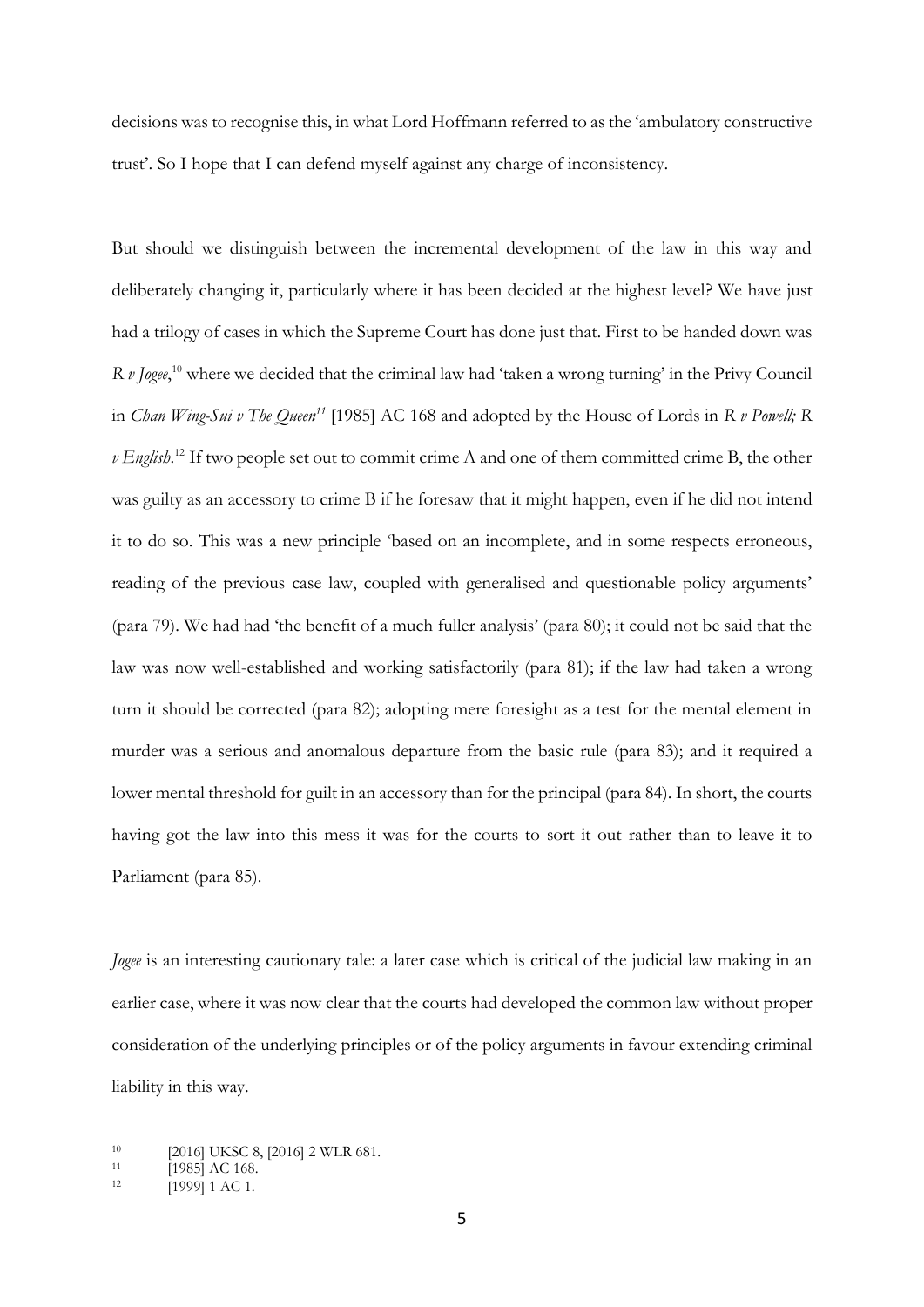decisions was to recognise this, in what Lord Hoffmann referred to as the 'ambulatory constructive trust'. So I hope that I can defend myself against any charge of inconsistency.

But should we distinguish between the incremental development of the law in this way and deliberately changing it, particularly where it has been decided at the highest level? We have just had a trilogy of cases in which the Supreme Court has done just that. First to be handed down was *R v Jogee*,[10] where we decided that the criminal law had 'taken a wrong turning' in the Privy Council in *Chan Wing-Sui v The Queen*[11] [1985] AC 168 and adopted by the House of Lords in *R v Powell; R v English*.[12] If two people set out to commit crime A and one of them committed crime B, the other was guilty as an accessory to crime B if he foresaw that it might happen, even if he did not intend it to do so. This was a new principle 'based on an incomplete, and in some respects erroneous, reading of the previous case law, coupled with generalised and questionable policy arguments' (para 79). We had had 'the benefit of a much fuller analysis' (para 80); it could not be said that the law was now well-established and working satisfactorily (para 81); if the law had taken a wrong turn it should be corrected (para 82); adopting mere foresight as a test for the mental element in murder was a serious and anomalous departure from the basic rule (para 83); and it required a lower mental threshold for guilt in an accessory than for the principal (para 84). In short, the courts having got the law into this mess it was for the courts to sort it out rather than to leave it to Parliament (para 85).

*Jogee* is an interesting cautionary tale: a later case which is critical of the judicial law making in an earlier case, where it was now clear that the courts had developed the common law without proper consideration of the underlying principles or of the policy arguments in favour extending criminal liability in this way.

---

[10] [2016] UKSC 8, [2016] 2 WLR 681.

[11] [1985] AC 168.

[12] [1999] 1 AC 1.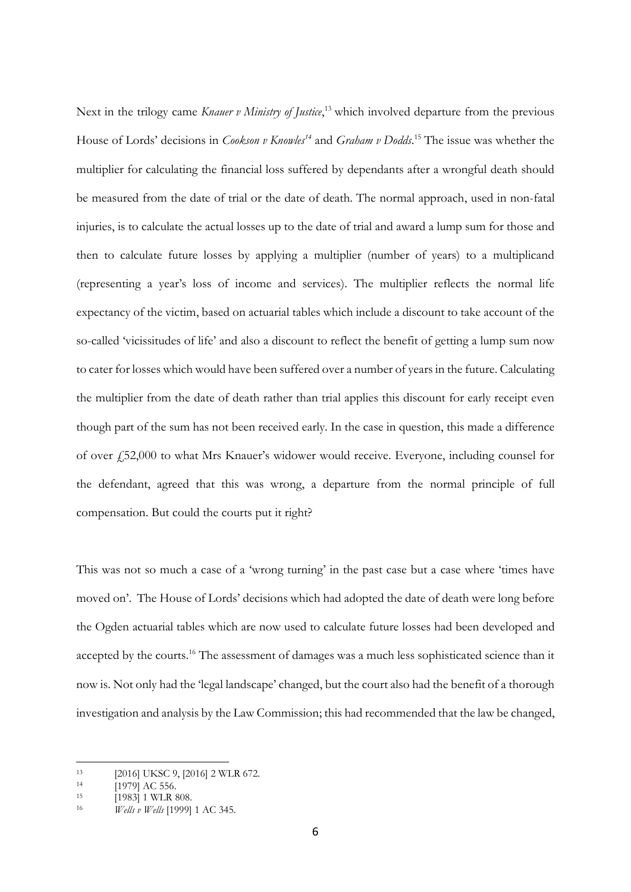Next in the trilogy came *Knauer v Ministry of Justice*,[13] which involved departure from the previous House of Lords' decisions in *Cookson v Knowles*[14] and *Graham v Dodds*.[15] The issue was whether the multiplier for calculating the financial loss suffered by dependants after a wrongful death should be measured from the date of trial or the date of death. The normal approach, used in non-fatal injuries, is to calculate the actual losses up to the date of trial and award a lump sum for those and then to calculate future losses by applying a multiplier (number of years) to a multiplicand (representing a year's loss of income and services). The multiplier reflects the normal life expectancy of the victim, based on actuarial tables which include a discount to take account of the so-called 'vicissitudes of life' and also a discount to reflect the benefit of getting a lump sum now to cater for losses which would have been suffered over a number of years in the future. Calculating the multiplier from the date of death rather than trial applies this discount for early receipt even though part of the sum has not been received early. In the case in question, this made a difference of over £52,000 to what Mrs Knauer's widower would receive. Everyone, including counsel for the defendant, agreed that this was wrong, a departure from the normal principle of full compensation. But could the courts put it right?

This was not so much a case of a 'wrong turning' in the past case but a case where 'times have moved on'. The House of Lords' decisions which had adopted the date of death were long before the Ogden actuarial tables which are now used to calculate future losses had been developed and accepted by the courts.[16] The assessment of damages was a much less sophisticated science than it now is. Not only had the 'legal landscape' changed, but the court also had the benefit of a thorough investigation and analysis by the Law Commission; this had recommended that the law be changed,

---

[13] [2016] UKSC 9, [2016] 2 WLR 672.

[14] [1979] AC 556.

[15] [1983] 1 WLR 808.

[16] *Wells v Wells* [1999] 1 AC 345.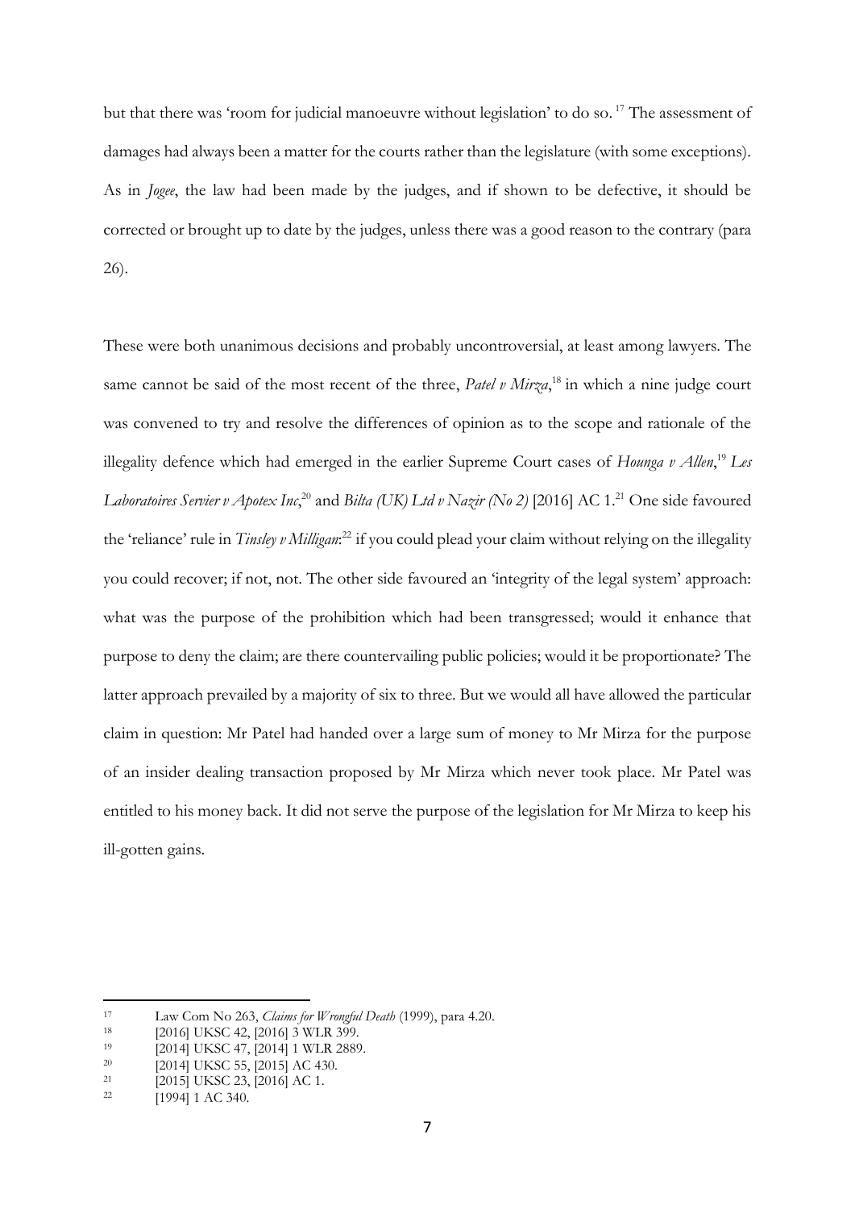but that there was 'room for judicial manoeuvre without legislation' to do so.[17] The assessment of damages had always been a matter for the courts rather than the legislature (with some exceptions). As in *Jogee*, the law had been made by the judges, and if shown to be defective, it should be corrected or brought up to date by the judges, unless there was a good reason to the contrary (para 26).

These were both unanimous decisions and probably uncontroversial, at least among lawyers. The same cannot be said of the most recent of the three, *Patel v Mirza*,[18] in which a nine judge court was convened to try and resolve the differences of opinion as to the scope and rationale of the illegality defence which had emerged in the earlier Supreme Court cases of *Hounga v Allen*,[19] *Les Laboratoires Servier v Apotex Inc*,[20] and *Bilta (UK) Ltd v Nazir (No 2)* [2016] AC 1.[21] One side favoured the 'reliance' rule in *Tinsley v Milligan*:[22] if you could plead your claim without relying on the illegality you could recover; if not, not. The other side favoured an 'integrity of the legal system' approach: what was the purpose of the prohibition which had been transgressed; would it enhance that purpose to deny the claim; are there countervailing public policies; would it be proportionate? The latter approach prevailed by a majority of six to three. But we would all have allowed the particular claim in question: Mr Patel had handed over a large sum of money to Mr Mirza for the purpose of an insider dealing transaction proposed by Mr Mirza which never took place. Mr Patel was entitled to his money back. It did not serve the purpose of the legislation for Mr Mirza to keep his ill-gotten gains.

---

[17] Law Com No 263, *Claims for Wrongful Death* (1999), para 4.20.

[18] [2016] UKSC 42, [2016] 3 WLR 399.

[19] [2014] UKSC 47, [2014] 1 WLR 2889.

[20] [2014] UKSC 55, [2015] AC 430.

[21] [2015] UKSC 23, [2016] AC 1.

[22] [1994] 1 AC 340.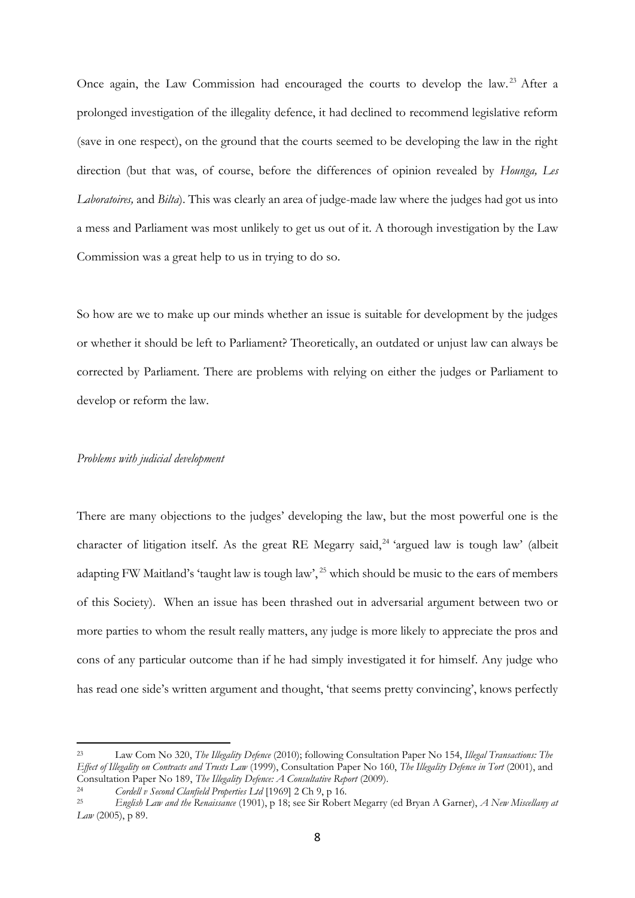Once again, the Law Commission had encouraged the courts to develop the law.[23] After a prolonged investigation of the illegality defence, it had declined to recommend legislative reform (save in one respect), on the ground that the courts seemed to be developing the law in the right direction (but that was, of course, before the differences of opinion revealed by *Hounga, Les Laboratoires,* and *Bilta*). This was clearly an area of judge-made law where the judges had got us into a mess and Parliament was most unlikely to get us out of it. A thorough investigation by the Law Commission was a great help to us in trying to do so.

So how are we to make up our minds whether an issue is suitable for development by the judges or whether it should be left to Parliament? Theoretically, an outdated or unjust law can always be corrected by Parliament. There are problems with relying on either the judges or Parliament to develop or reform the law.

*Problems with judicial development*

There are many objections to the judges' developing the law, but the most powerful one is the character of litigation itself. As the great RE Megarry said,[24] 'argued law is tough law' (albeit adapting FW Maitland's 'taught law is tough law',[25] which should be music to the ears of members of this Society). When an issue has been thrashed out in adversarial argument between two or more parties to whom the result really matters, any judge is more likely to appreciate the pros and cons of any particular outcome than if he had simply investigated it for himself. Any judge who has read one side's written argument and thought, 'that seems pretty convincing', knows perfectly

---

[23] Law Com No 320, *The Illegality Defence* (2010); following Consultation Paper No 154, *Illegal Transactions: The Effect of Illegality on Contracts and Trusts Law* (1999), Consultation Paper No 160, *The Illegality Defence in Tort* (2001), and Consultation Paper No 189, *The Illegality Defence: A Consultative Report* (2009).

[24] *Cordell v Second Clanfield Properties Ltd* [1969] 2 Ch 9, p 16.

[25] *English Law and the Renaissance* (1901), p 18; see Sir Robert Megarry (ed Bryan A Garner), *A New Miscellany at Law* (2005), p 89.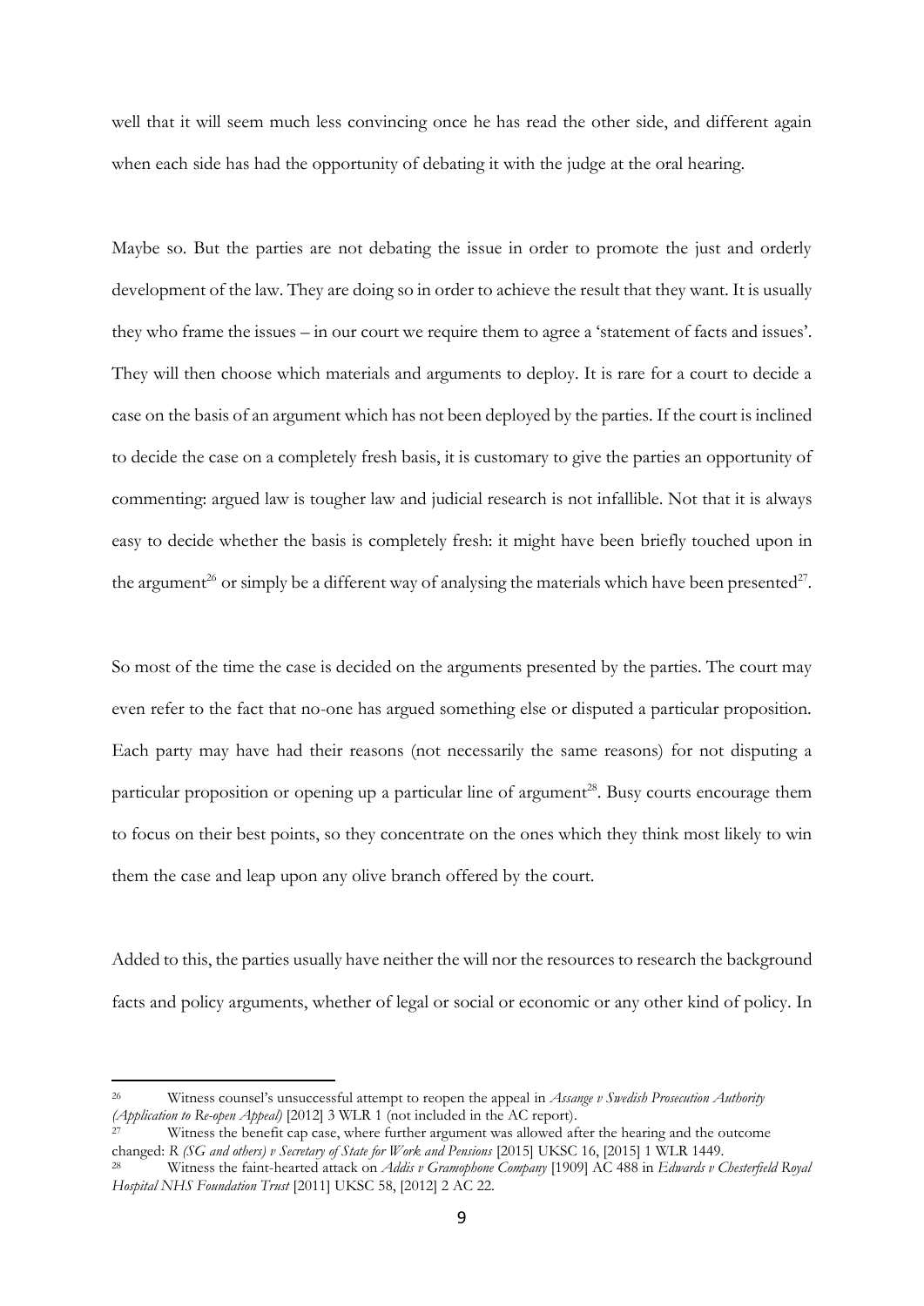well that it will seem much less convincing once he has read the other side, and different again when each side has had the opportunity of debating it with the judge at the oral hearing.

Maybe so. But the parties are not debating the issue in order to promote the just and orderly development of the law. They are doing so in order to achieve the result that they want. It is usually they who frame the issues – in our court we require them to agree a 'statement of facts and issues'. They will then choose which materials and arguments to deploy. It is rare for a court to decide a case on the basis of an argument which has not been deployed by the parties. If the court is inclined to decide the case on a completely fresh basis, it is customary to give the parties an opportunity of commenting: argued law is tougher law and judicial research is not infallible. Not that it is always easy to decide whether the basis is completely fresh: it might have been briefly touched upon in the argument[26] or simply be a different way of analysing the materials which have been presented[27].

So most of the time the case is decided on the arguments presented by the parties. The court may even refer to the fact that no-one has argued something else or disputed a particular proposition. Each party may have had their reasons (not necessarily the same reasons) for not disputing a particular proposition or opening up a particular line of argument[28]. Busy courts encourage them to focus on their best points, so they concentrate on the ones which they think most likely to win them the case and leap upon any olive branch offered by the court.

Added to this, the parties usually have neither the will nor the resources to research the background facts and policy arguments, whether of legal or social or economic or any other kind of policy. In

---

[26] Witness counsel's unsuccessful attempt to reopen the appeal in *Assange v Swedish Prosecution Authority (Application to Re-open Appeal)* [2012] 3 WLR 1 (not included in the AC report).

[27] Witness the benefit cap case, where further argument was allowed after the hearing and the outcome changed: *R (SG and others) v Secretary of State for Work and Pensions* [2015] UKSC 16, [2015] 1 WLR 1449.

[28] Witness the faint-hearted attack on *Addis v Gramophone Company* [1909] AC 488 in *Edwards v Chesterfield Royal Hospital NHS Foundation Trust* [2011] UKSC 58, [2012] 2 AC 22.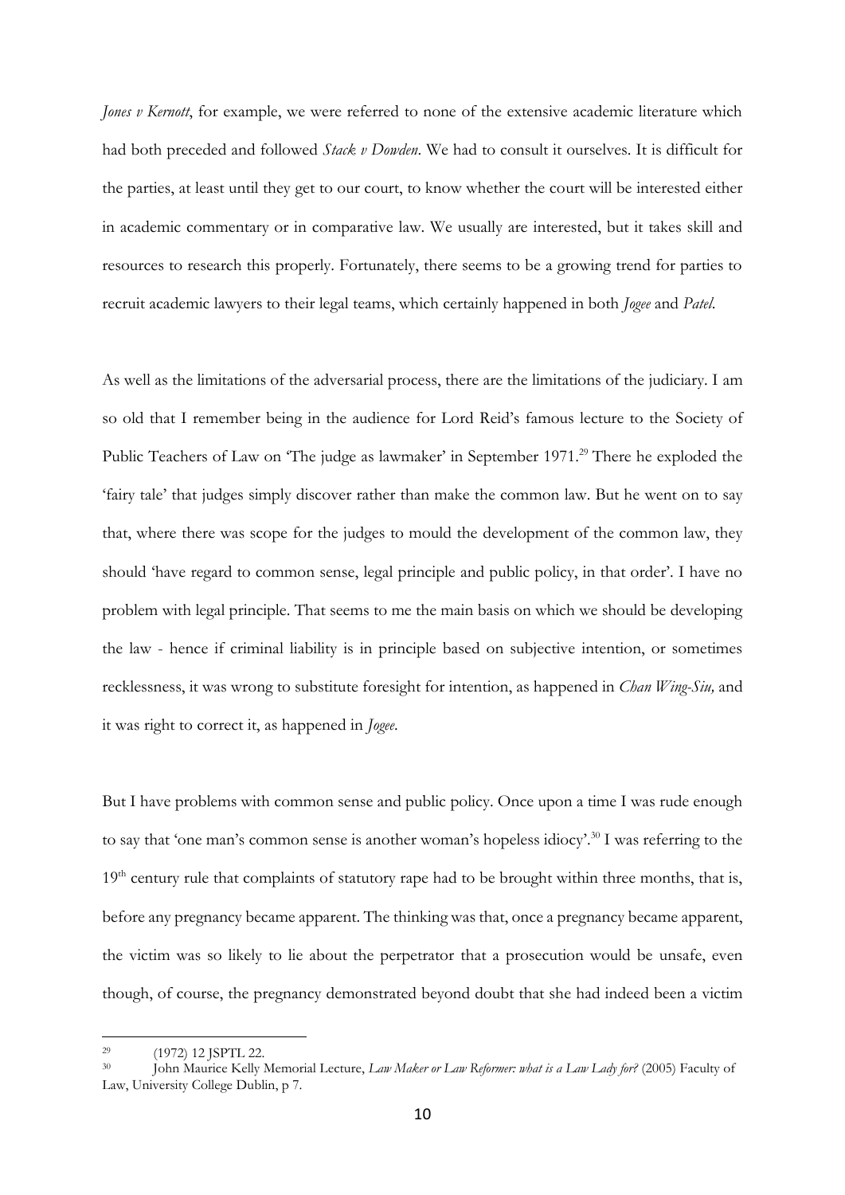*Jones v Kernott*, for example, we were referred to none of the extensive academic literature which had both preceded and followed *Stack v Dowden*. We had to consult it ourselves. It is difficult for the parties, at least until they get to our court, to know whether the court will be interested either in academic commentary or in comparative law. We usually are interested, but it takes skill and resources to research this properly. Fortunately, there seems to be a growing trend for parties to recruit academic lawyers to their legal teams, which certainly happened in both *Jogee* and *Patel*.

As well as the limitations of the adversarial process, there are the limitations of the judiciary. I am so old that I remember being in the audience for Lord Reid's famous lecture to the Society of Public Teachers of Law on 'The judge as lawmaker' in September 1971.[29] There he exploded the 'fairy tale' that judges simply discover rather than make the common law. But he went on to say that, where there was scope for the judges to mould the development of the common law, they should 'have regard to common sense, legal principle and public policy, in that order'. I have no problem with legal principle. That seems to me the main basis on which we should be developing the law - hence if criminal liability is in principle based on subjective intention, or sometimes recklessness, it was wrong to substitute foresight for intention, as happened in *Chan Wing-Siu,* and it was right to correct it, as happened in *Jogee*.

But I have problems with common sense and public policy. Once upon a time I was rude enough to say that 'one man's common sense is another woman's hopeless idiocy'.[30] I was referring to the 19th century rule that complaints of statutory rape had to be brought within three months, that is, before any pregnancy became apparent. The thinking was that, once a pregnancy became apparent, the victim was so likely to lie about the perpetrator that a prosecution would be unsafe, even though, of course, the pregnancy demonstrated beyond doubt that she had indeed been a victim

---

[29] (1972) 12 JSPTL 22.

[30] John Maurice Kelly Memorial Lecture, *Law Maker or Law Reformer: what is a Law Lady for?* (2005) Faculty of Law, University College Dublin, p 7.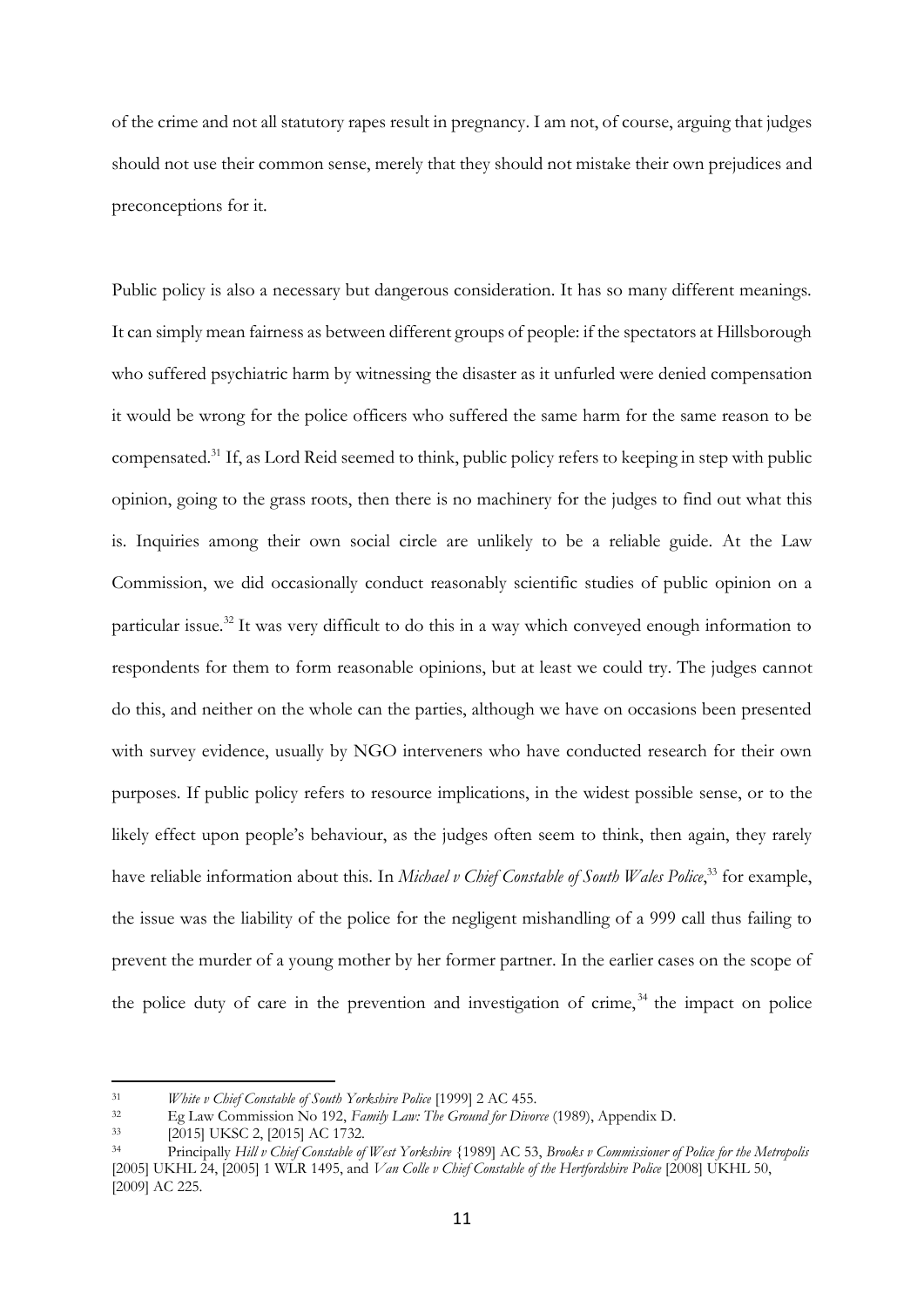of the crime and not all statutory rapes result in pregnancy. I am not, of course, arguing that judges should not use their common sense, merely that they should not mistake their own prejudices and preconceptions for it.

Public policy is also a necessary but dangerous consideration. It has so many different meanings. It can simply mean fairness as between different groups of people: if the spectators at Hillsborough who suffered psychiatric harm by witnessing the disaster as it unfurled were denied compensation it would be wrong for the police officers who suffered the same harm for the same reason to be compensated.[31] If, as Lord Reid seemed to think, public policy refers to keeping in step with public opinion, going to the grass roots, then there is no machinery for the judges to find out what this is. Inquiries among their own social circle are unlikely to be a reliable guide. At the Law Commission, we did occasionally conduct reasonably scientific studies of public opinion on a particular issue.[32] It was very difficult to do this in a way which conveyed enough information to respondents for them to form reasonable opinions, but at least we could try. The judges cannot do this, and neither on the whole can the parties, although we have on occasions been presented with survey evidence, usually by NGO interveners who have conducted research for their own purposes. If public policy refers to resource implications, in the widest possible sense, or to the likely effect upon people's behaviour, as the judges often seem to think, then again, they rarely have reliable information about this. In *Michael v Chief Constable of South Wales Police*,[33] for example, the issue was the liability of the police for the negligent mishandling of a 999 call thus failing to prevent the murder of a young mother by her former partner. In the earlier cases on the scope of the police duty of care in the prevention and investigation of crime,[34] the impact on police

---

[31] *White v Chief Constable of South Yorkshire Police* [1999] 2 AC 455.

[32] Eg Law Commission No 192, *Family Law: The Ground for Divorce* (1989), Appendix D.

[33] [2015] UKSC 2, [2015] AC 1732.

[34] Principally *Hill v Chief Constable of West Yorkshire* {1989] AC 53, *Brooks v Commissioner of Police for the Metropolis* [2005] UKHL 24, [2005] 1 WLR 1495, and *Van Colle v Chief Constable of the Hertfordshire Police* [2008] UKHL 50, [2009] AC 225.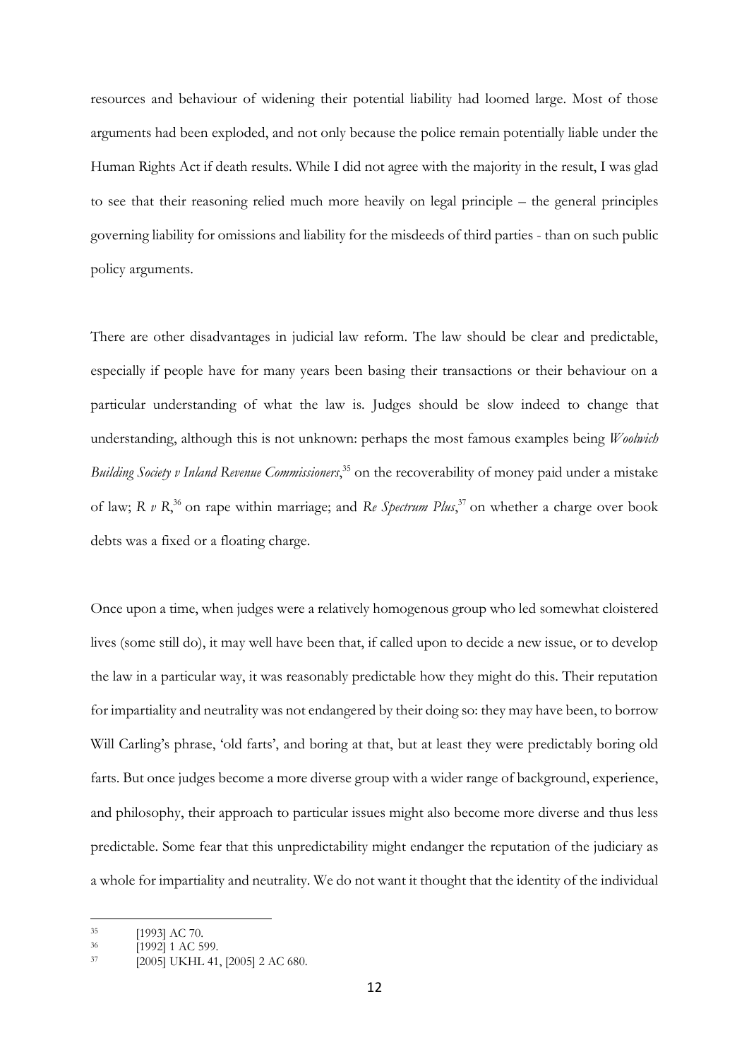resources and behaviour of widening their potential liability had loomed large. Most of those arguments had been exploded, and not only because the police remain potentially liable under the Human Rights Act if death results. While I did not agree with the majority in the result, I was glad to see that their reasoning relied much more heavily on legal principle – the general principles governing liability for omissions and liability for the misdeeds of third parties - than on such public policy arguments.

There are other disadvantages in judicial law reform. The law should be clear and predictable, especially if people have for many years been basing their transactions or their behaviour on a particular understanding of what the law is. Judges should be slow indeed to change that understanding, although this is not unknown: perhaps the most famous examples being *Woolwich Building Society v Inland Revenue Commissioners*,[35] on the recoverability of money paid under a mistake of law; *R v R*,[36] on rape within marriage; and *Re Spectrum Plus*,[37] on whether a charge over book debts was a fixed or a floating charge.

Once upon a time, when judges were a relatively homogenous group who led somewhat cloistered lives (some still do), it may well have been that, if called upon to decide a new issue, or to develop the law in a particular way, it was reasonably predictable how they might do this. Their reputation for impartiality and neutrality was not endangered by their doing so: they may have been, to borrow Will Carling's phrase, 'old farts', and boring at that, but at least they were predictably boring old farts. But once judges become a more diverse group with a wider range of background, experience, and philosophy, their approach to particular issues might also become more diverse and thus less predictable. Some fear that this unpredictability might endanger the reputation of the judiciary as a whole for impartiality and neutrality. We do not want it thought that the identity of the individual

---

[35] [1993] AC 70.

[36] [1992] 1 AC 599.

[37] [2005] UKHL 41, [2005] 2 AC 680.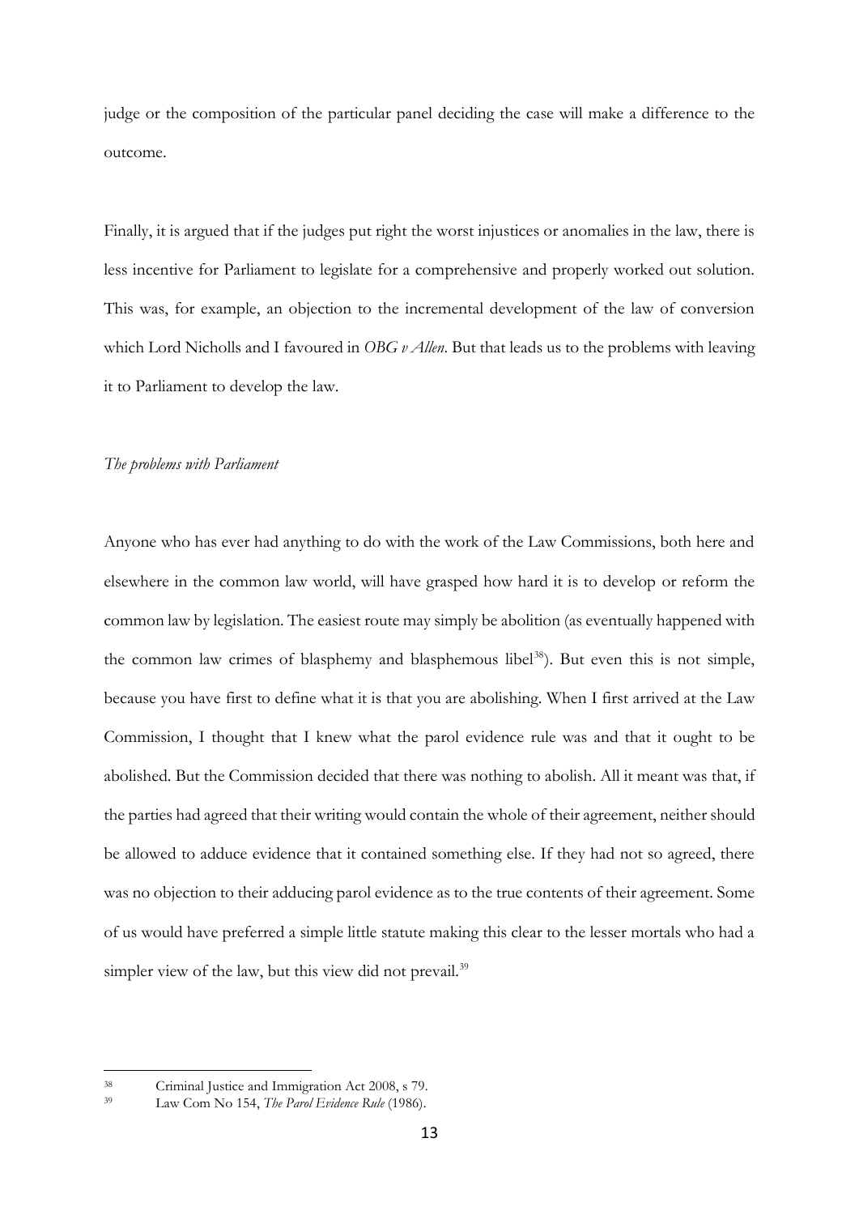judge or the composition of the particular panel deciding the case will make a difference to the outcome.

Finally, it is argued that if the judges put right the worst injustices or anomalies in the law, there is less incentive for Parliament to legislate for a comprehensive and properly worked out solution. This was, for example, an objection to the incremental development of the law of conversion which Lord Nicholls and I favoured in *OBG v Allen*. But that leads us to the problems with leaving it to Parliament to develop the law.

*The problems with Parliament*

Anyone who has ever had anything to do with the work of the Law Commissions, both here and elsewhere in the common law world, will have grasped how hard it is to develop or reform the common law by legislation. The easiest route may simply be abolition (as eventually happened with the common law crimes of blasphemy and blasphemous libel[38]). But even this is not simple, because you have first to define what it is that you are abolishing. When I first arrived at the Law Commission, I thought that I knew what the parol evidence rule was and that it ought to be abolished. But the Commission decided that there was nothing to abolish. All it meant was that, if the parties had agreed that their writing would contain the whole of their agreement, neither should be allowed to adduce evidence that it contained something else. If they had not so agreed, there was no objection to their adducing parol evidence as to the true contents of their agreement. Some of us would have preferred a simple little statute making this clear to the lesser mortals who had a simpler view of the law, but this view did not prevail.[39]

[38] Criminal Justice and Immigration Act 2008, s 79.

[39] Law Com No 154, *The Parol Evidence Rule* (1986).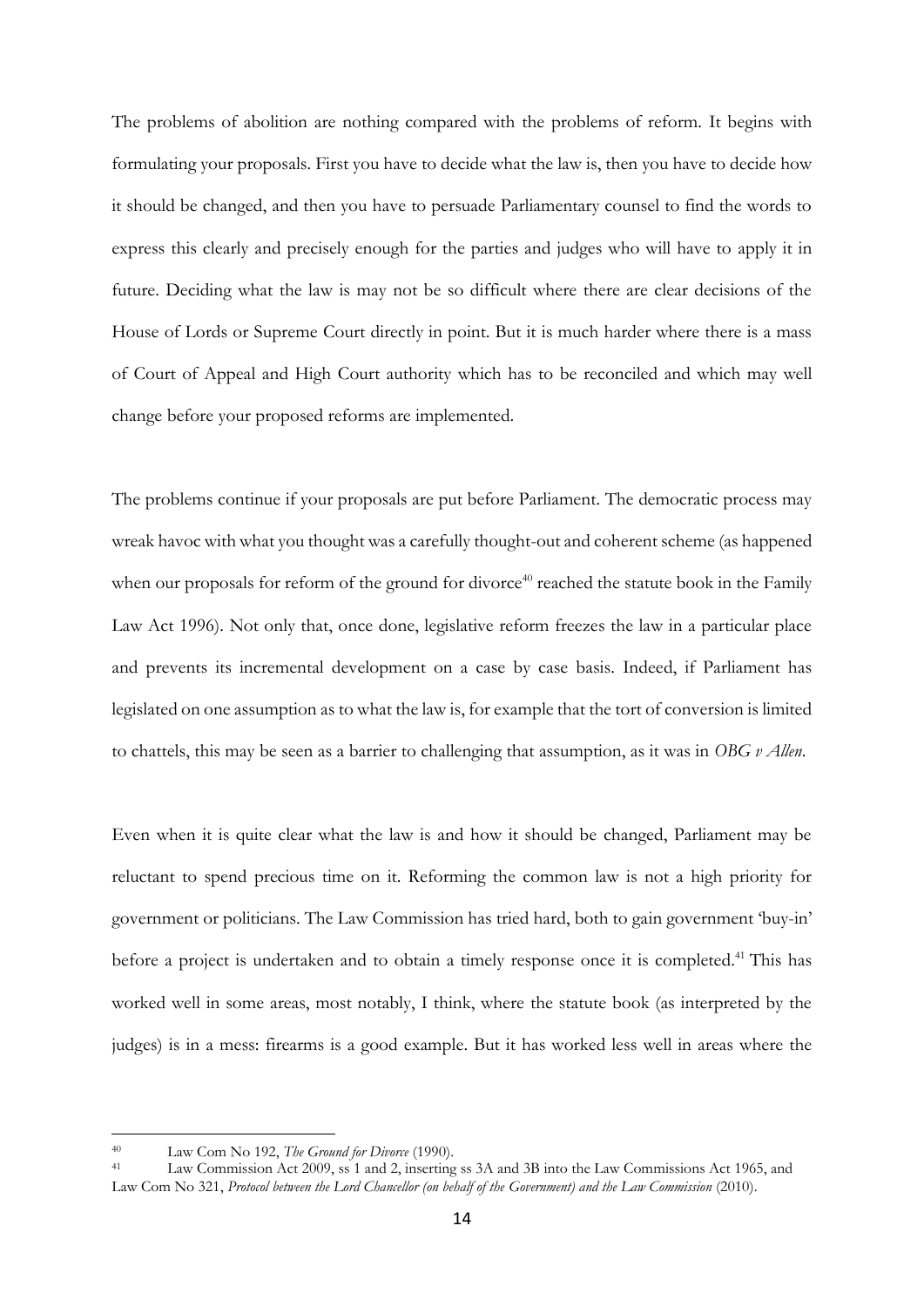The problems of abolition are nothing compared with the problems of reform. It begins with formulating your proposals. First you have to decide what the law is, then you have to decide how it should be changed, and then you have to persuade Parliamentary counsel to find the words to express this clearly and precisely enough for the parties and judges who will have to apply it in future. Deciding what the law is may not be so difficult where there are clear decisions of the House of Lords or Supreme Court directly in point. But it is much harder where there is a mass of Court of Appeal and High Court authority which has to be reconciled and which may well change before your proposed reforms are implemented.

The problems continue if your proposals are put before Parliament. The democratic process may wreak havoc with what you thought was a carefully thought-out and coherent scheme (as happened when our proposals for reform of the ground for divorce[40] reached the statute book in the Family Law Act 1996). Not only that, once done, legislative reform freezes the law in a particular place and prevents its incremental development on a case by case basis. Indeed, if Parliament has legislated on one assumption as to what the law is, for example that the tort of conversion is limited to chattels, this may be seen as a barrier to challenging that assumption, as it was in *OBG v Allen*.

Even when it is quite clear what the law is and how it should be changed, Parliament may be reluctant to spend precious time on it. Reforming the common law is not a high priority for government or politicians. The Law Commission has tried hard, both to gain government 'buy-in' before a project is undertaken and to obtain a timely response once it is completed.[41] This has worked well in some areas, most notably, I think, where the statute book (as interpreted by the judges) is in a mess: firearms is a good example. But it has worked less well in areas where the

---

[40] Law Com No 192, *The Ground for Divorce* (1990).

[41] Law Commission Act 2009, ss 1 and 2, inserting ss 3A and 3B into the Law Commissions Act 1965, and Law Com No 321, *Protocol between the Lord Chancellor (on behalf of the Government) and the Law Commission* (2010).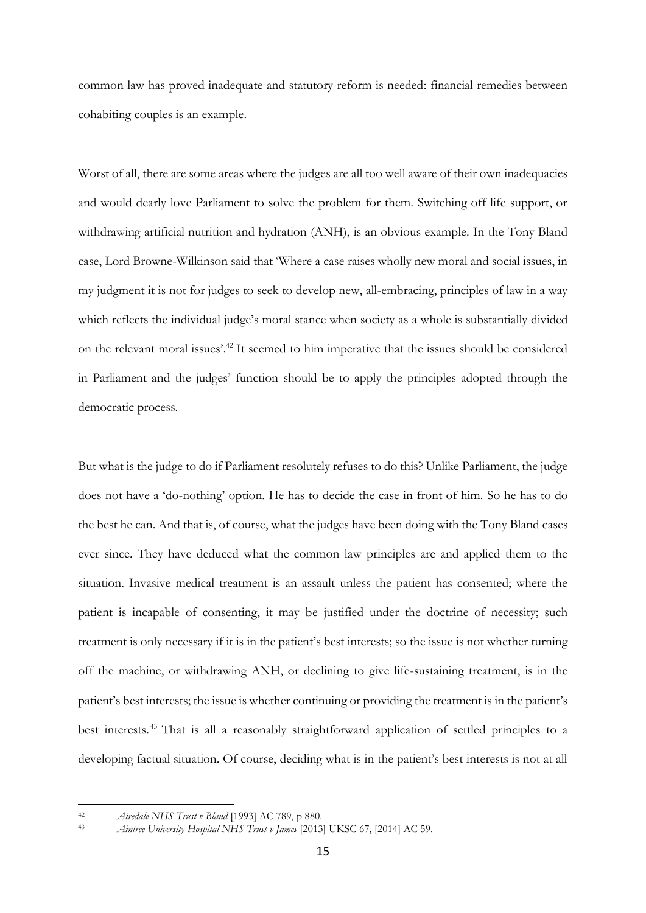common law has proved inadequate and statutory reform is needed: financial remedies between cohabiting couples is an example.

Worst of all, there are some areas where the judges are all too well aware of their own inadequacies and would dearly love Parliament to solve the problem for them. Switching off life support, or withdrawing artificial nutrition and hydration (ANH), is an obvious example. In the Tony Bland case, Lord Browne-Wilkinson said that 'Where a case raises wholly new moral and social issues, in my judgment it is not for judges to seek to develop new, all-embracing, principles of law in a way which reflects the individual judge's moral stance when society as a whole is substantially divided on the relevant moral issues'.[42] It seemed to him imperative that the issues should be considered in Parliament and the judges' function should be to apply the principles adopted through the democratic process.

But what is the judge to do if Parliament resolutely refuses to do this? Unlike Parliament, the judge does not have a 'do-nothing' option. He has to decide the case in front of him. So he has to do the best he can. And that is, of course, what the judges have been doing with the Tony Bland cases ever since. They have deduced what the common law principles are and applied them to the situation. Invasive medical treatment is an assault unless the patient has consented; where the patient is incapable of consenting, it may be justified under the doctrine of necessity; such treatment is only necessary if it is in the patient's best interests; so the issue is not whether turning off the machine, or withdrawing ANH, or declining to give life-sustaining treatment, is in the patient's best interests; the issue is whether continuing or providing the treatment is in the patient's best interests.[43] That is all a reasonably straightforward application of settled principles to a developing factual situation. Of course, deciding what is in the patient's best interests is not at all

---

[42] *Airedale NHS Trust v Bland* [1993] AC 789, p 880.

[43] *Aintree University Hospital NHS Trust v James* [2013] UKSC 67, [2014] AC 59.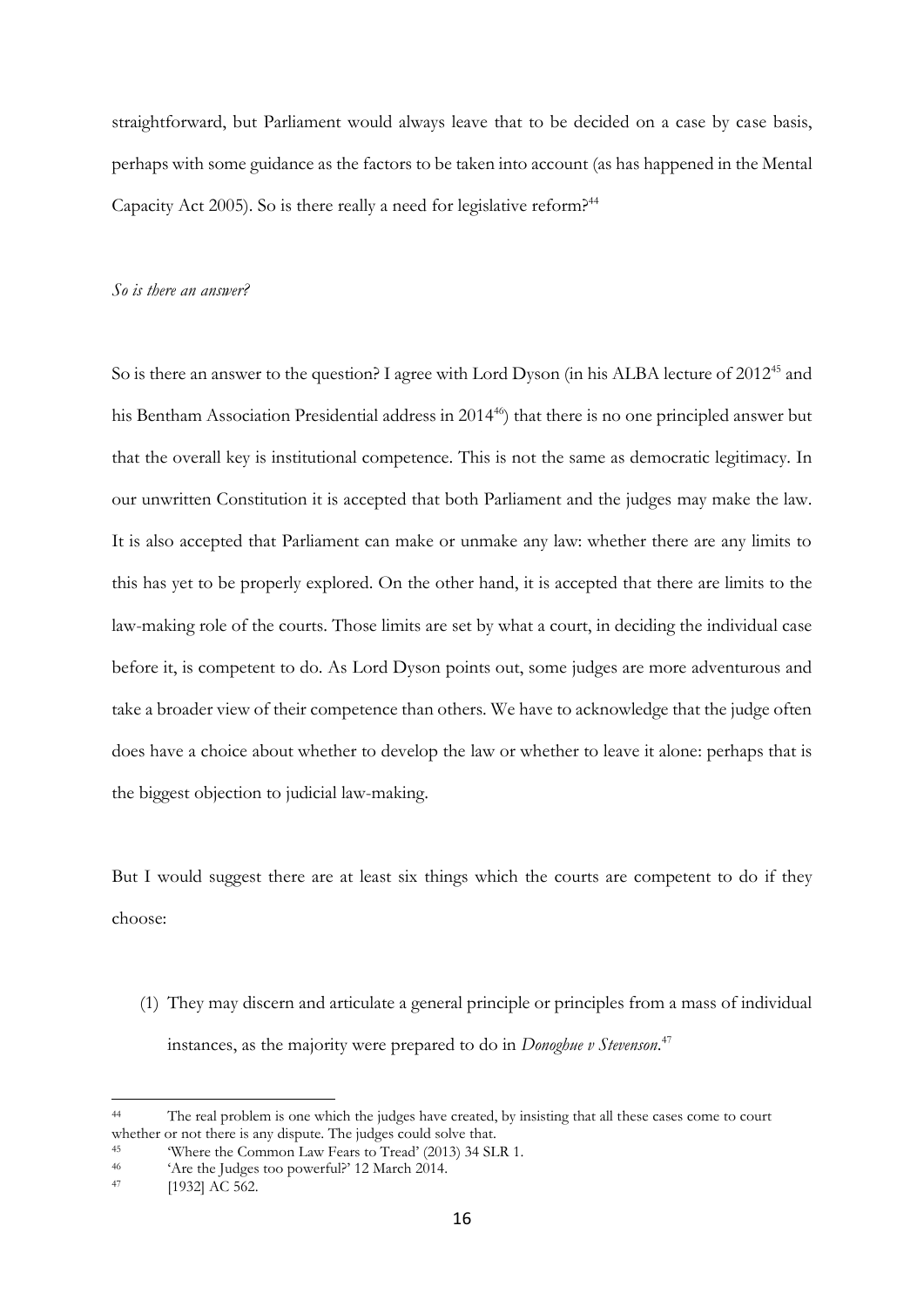straightforward, but Parliament would always leave that to be decided on a case by case basis, perhaps with some guidance as the factors to be taken into account (as has happened in the Mental Capacity Act 2005). So is there really a need for legislative reform?[44]

*So is there an answer?*

So is there an answer to the question? I agree with Lord Dyson (in his ALBA lecture of 2012[45] and his Bentham Association Presidential address in 2014[46]) that there is no one principled answer but that the overall key is institutional competence. This is not the same as democratic legitimacy. In our unwritten Constitution it is accepted that both Parliament and the judges may make the law. It is also accepted that Parliament can make or unmake any law: whether there are any limits to this has yet to be properly explored. On the other hand, it is accepted that there are limits to the law-making role of the courts. Those limits are set by what a court, in deciding the individual case before it, is competent to do. As Lord Dyson points out, some judges are more adventurous and take a broader view of their competence than others. We have to acknowledge that the judge often does have a choice about whether to develop the law or whether to leave it alone: perhaps that is the biggest objection to judicial law-making.

But I would suggest there are at least six things which the courts are competent to do if they choose:

(1) They may discern and articulate a general principle or principles from a mass of individual instances, as the majority were prepared to do in *Donoghue v Stevenson*.[47]

---

[44] The real problem is one which the judges have created, by insisting that all these cases come to court whether or not there is any dispute. The judges could solve that.

[45] 'Where the Common Law Fears to Tread' (2013) 34 SLR 1.

[46] 'Are the Judges too powerful?' 12 March 2014.

[47] [1932] AC 562.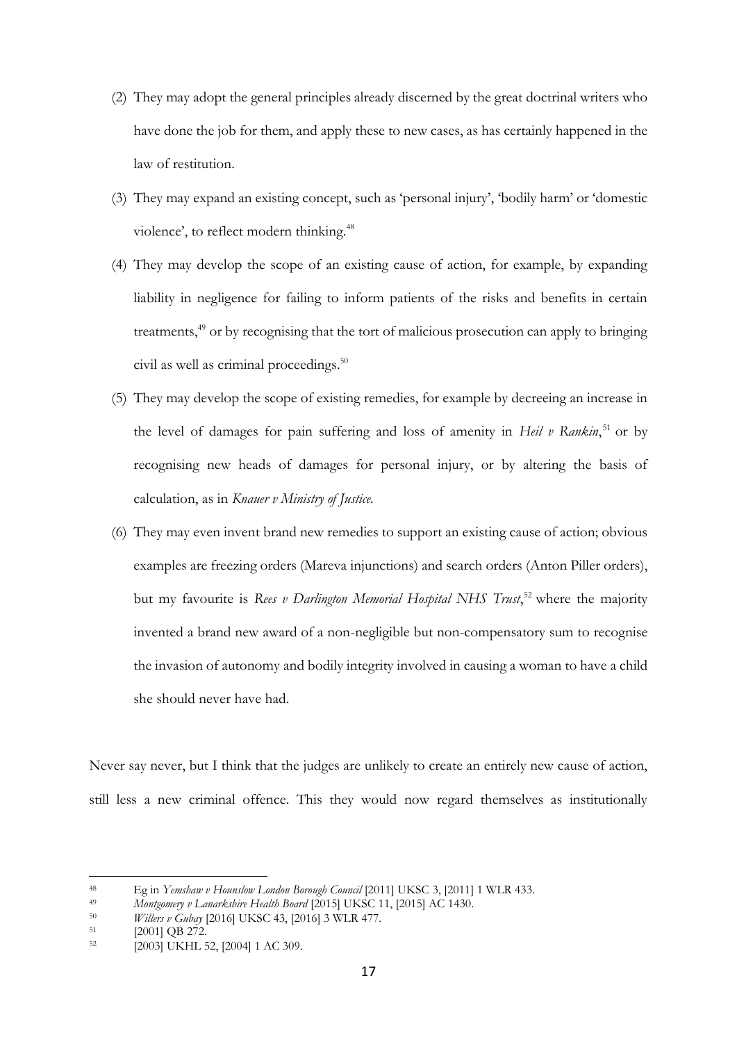(2) They may adopt the general principles already discerned by the great doctrinal writers who have done the job for them, and apply these to new cases, as has certainly happened in the law of restitution.

(3) They may expand an existing concept, such as 'personal injury', 'bodily harm' or 'domestic violence', to reflect modern thinking.[48]

(4) They may develop the scope of an existing cause of action, for example, by expanding liability in negligence for failing to inform patients of the risks and benefits in certain treatments,[49] or by recognising that the tort of malicious prosecution can apply to bringing civil as well as criminal proceedings.[50]

(5) They may develop the scope of existing remedies, for example by decreeing an increase in the level of damages for pain suffering and loss of amenity in *Heil v Rankin*,[51] or by recognising new heads of damages for personal injury, or by altering the basis of calculation, as in *Knauer v Ministry of Justice*.

(6) They may even invent brand new remedies to support an existing cause of action; obvious examples are freezing orders (Mareva injunctions) and search orders (Anton Piller orders), but my favourite is *Rees v Darlington Memorial Hospital NHS Trust*,[52] where the majority invented a brand new award of a non-negligible but non-compensatory sum to recognise the invasion of autonomy and bodily integrity involved in causing a woman to have a child she should never have had.

Never say never, but I think that the judges are unlikely to create an entirely new cause of action, still less a new criminal offence. This they would now regard themselves as institutionally

---

[48] Eg in *Yemshaw v Hounslow London Borough Council* [2011] UKSC 3, [2011] 1 WLR 433.

[49] *Montgomery v Lanarkshire Health Board* [2015] UKSC 11, [2015] AC 1430.

[50] *Willers v Gubay* [2016] UKSC 43, [2016] 3 WLR 477.

[51] [2001] QB 272.

[52] [2003] UKHL 52, [2004] 1 AC 309.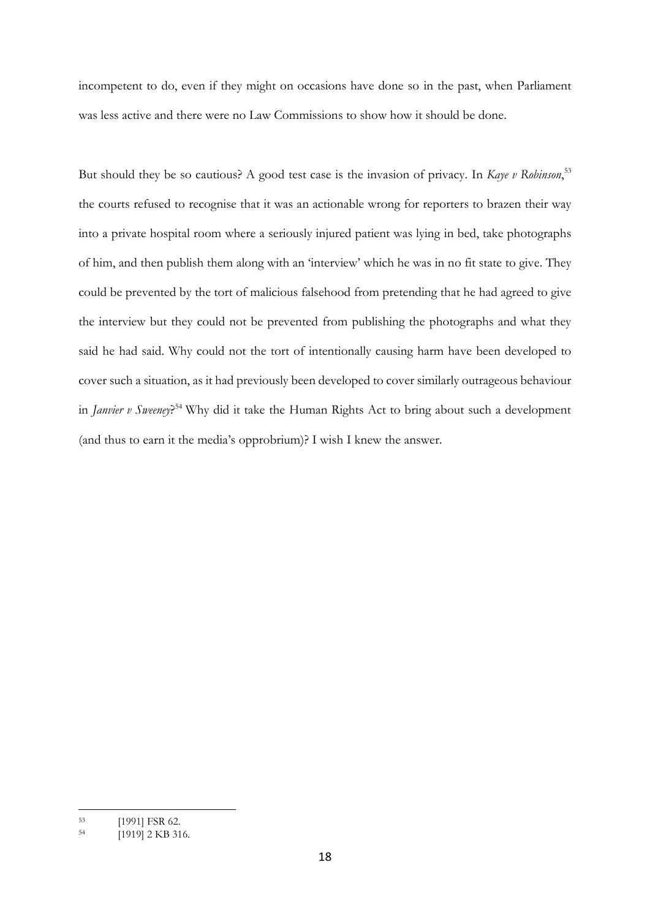incompetent to do, even if they might on occasions have done so in the past, when Parliament was less active and there were no Law Commissions to show how it should be done.

But should they be so cautious? A good test case is the invasion of privacy. In *Kaye v Robinson*,[53] the courts refused to recognise that it was an actionable wrong for reporters to brazen their way into a private hospital room where a seriously injured patient was lying in bed, take photographs of him, and then publish them along with an 'interview' which he was in no fit state to give. They could be prevented by the tort of malicious falsehood from pretending that he had agreed to give the interview but they could not be prevented from publishing the photographs and what they said he had said. Why could not the tort of intentionally causing harm have been developed to cover such a situation, as it had previously been developed to cover similarly outrageous behaviour in *Janvier v Sweeney*?[54] Why did it take the Human Rights Act to bring about such a development (and thus to earn it the media's opprobrium)? I wish I knew the answer.

---

[53] [1991] FSR 62.

[54] [1919] 2 KB 316.